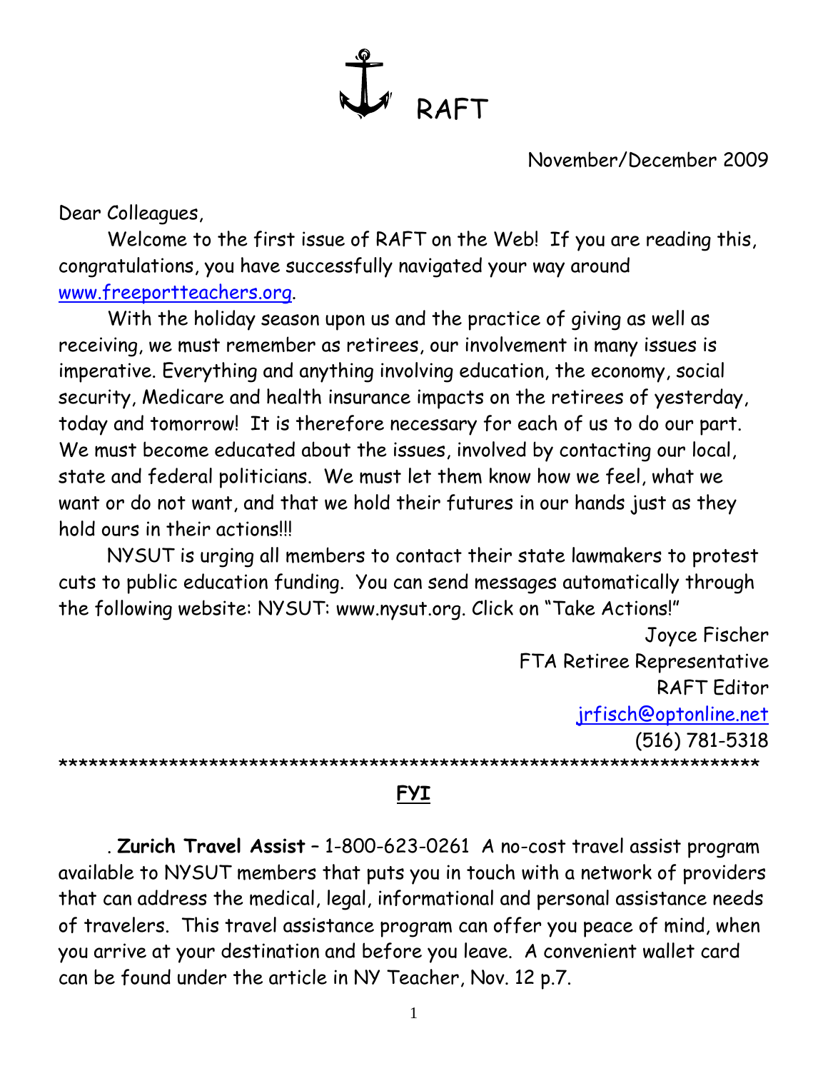# RAFT

November/December 2009

Dear Colleagues,

Welcome to the first issue of RAFT on the Web! If you are reading this, congratulations, you have successfully navigated your way around www.freeportteachers.org.

With the holiday season upon us and the practice of giving as well as receiving, we must remember as retirees, our involvement in many issues is imperative. Everything and anything involving education, the economy, social security, Medicare and health insurance impacts on the retirees of yesterday, today and tomorrow! It is therefore necessary for each of us to do our part. We must become educated about the issues, involved by contacting our local, state and federal politicians. We must let them know how we feel, what we want or do not want, and that we hold their futures in our hands just as they hold ours in their actions!!!

NYSUT is urging all members to contact their state lawmakers to protest cuts to public education funding. You can send messages automatically through the following website: NYSUT: www.nysut.org. Click on "Take Actions!"

Joyce Fischer
FTA Retiree Representative
RAFT Editor
jrfisch@optonline.net
(516) 781-5318

**********************************************************************

## FYI

. **Zurich Travel Assist** – 1-800-623-0261 A no-cost travel assist program available to NYSUT members that puts you in touch with a network of providers that can address the medical, legal, informational and personal assistance needs of travelers. This travel assistance program can offer you peace of mind, when you arrive at your destination and before you leave. A convenient wallet card can be found under the article in NY Teacher, Nov. 12 p.7.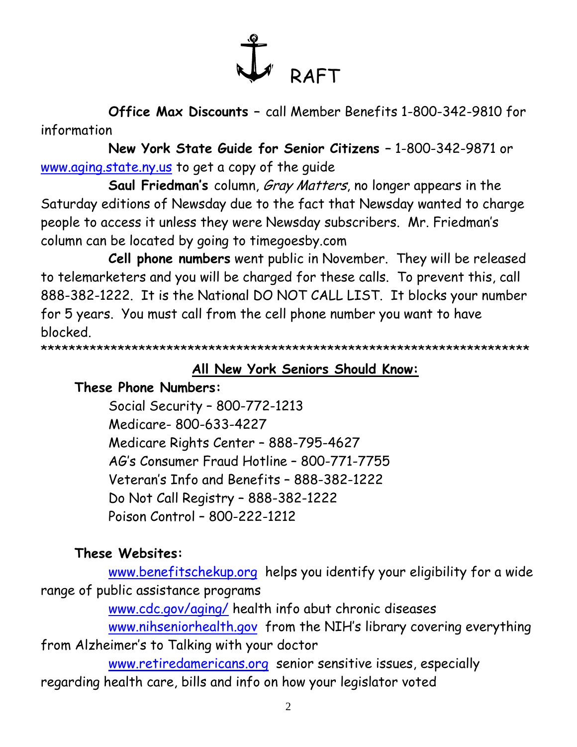RAFT

**Office Max Discounts** – call Member Benefits 1-800-342-9810 for information

**New York State Guide for Senior Citizens** – 1-800-342-9871 or www.aging.state.ny.us to get a copy of the guide

**Saul Friedman's** column, *Gray Matters*, no longer appears in the Saturday editions of Newsday due to the fact that Newsday wanted to charge people to access it unless they were Newsday subscribers. Mr. Friedman's column can be located by going to timegoesby.com

**Cell phone numbers** went public in November. They will be released to telemarketers and you will be charged for these calls. To prevent this, call 888-382-1222. It is the National DO NOT CALL LIST. It blocks your number for 5 years. You must call from the cell phone number you want to have blocked.

*******************************************************************

## All New York Seniors Should Know:

**These Phone Numbers:**

Social Security – 800-772-1213
Medicare- 800-633-4227
Medicare Rights Center – 888-795-4627
AG's Consumer Fraud Hotline – 800-771-7755
Veteran's Info and Benefits – 888-382-1222
Do Not Call Registry – 888-382-1222
Poison Control – 800-222-1212

**These Websites:**

www.benefitschekup.org helps you identify your eligibility for a wide range of public assistance programs

www.cdc.gov/aging/ health info abut chronic diseases

www.nihseniorhealth.gov from the NIH's library covering everything from Alzheimer's to Talking with your doctor

www.retiredamericans.org senior sensitive issues, especially regarding health care, bills and info on how your legislator voted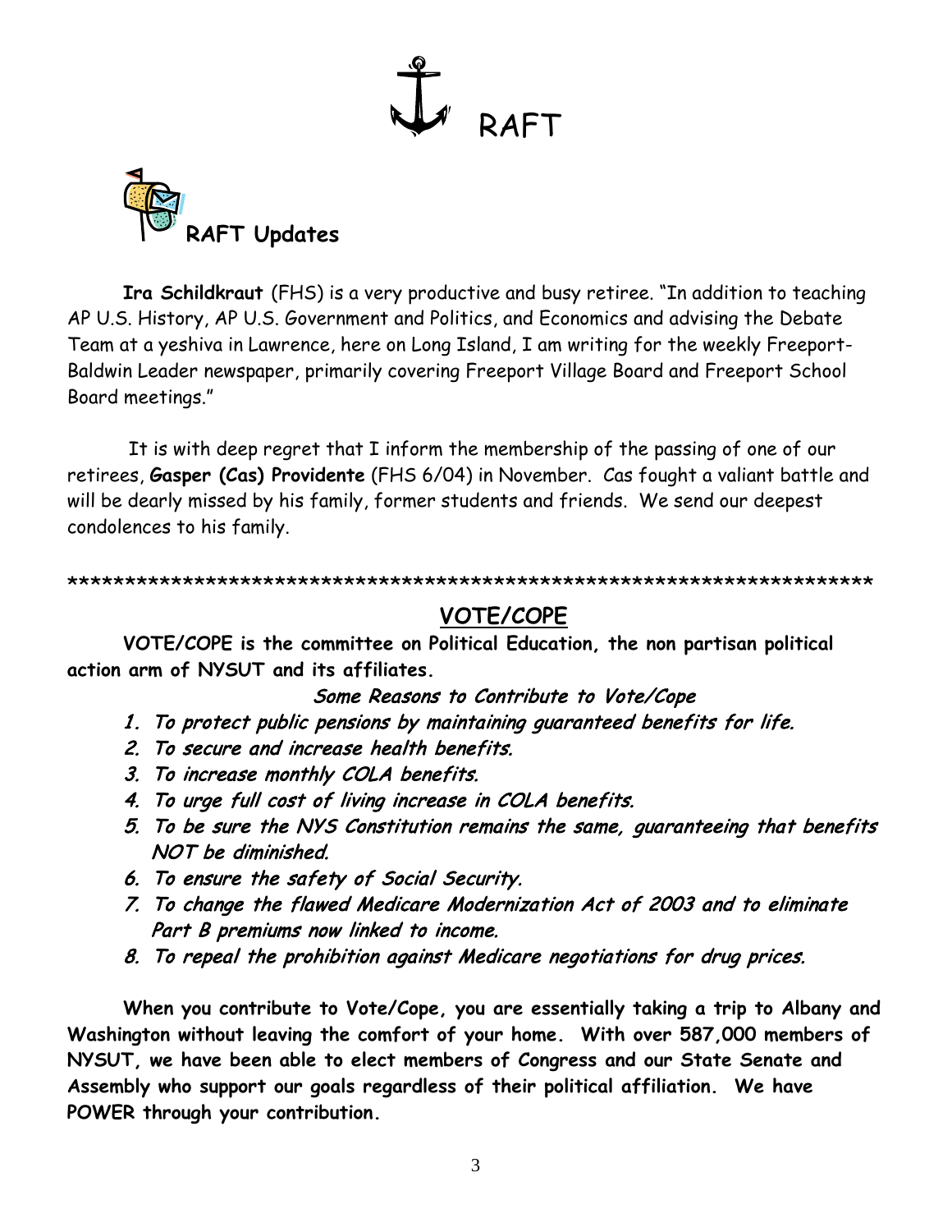# RAFT

## RAFT Updates

**Ira Schildkraut** (FHS) is a very productive and busy retiree. "In addition to teaching AP U.S. History, AP U.S. Government and Politics, and Economics and advising the Debate Team at a yeshiva in Lawrence, here on Long Island, I am writing for the weekly Freeport-Baldwin Leader newspaper, primarily covering Freeport Village Board and Freeport School Board meetings."

It is with deep regret that I inform the membership of the passing of one of our retirees, **Gasper (Cas) Providente** (FHS 6/04) in November. Cas fought a valiant battle and will be dearly missed by his family, former students and friends. We send our deepest condolences to his family.

\*\*\*\*\*\*\*\*\*\*\*\*\*\*\*\*\*\*\*\*\*\*\*\*\*\*\*\*\*\*\*\*\*\*\*\*\*\*\*\*\*\*\*\*\*\*\*\*\*\*\*\*\*\*\*\*\*\*\*\*\*\*\*\*\*\*\*\*\*\*\*\*\*\*\*\*\*\*\*\*\*\*\*

## VOTE/COPE

**VOTE/COPE is the committee on Political Education, the non partisan political action arm of NYSUT and its affiliates.**

***Some Reasons to Contribute to Vote/Cope***

1. *To protect public pensions by maintaining guaranteed benefits for life.*
2. *To secure and increase health benefits.*
3. *To increase monthly COLA benefits.*
4. *To urge full cost of living increase in COLA benefits.*
5. *To be sure the NYS Constitution remains the same, guaranteeing that benefits NOT be diminished.*
6. *To ensure the safety of Social Security.*
7. *To change the flawed Medicare Modernization Act of 2003 and to eliminate Part B premiums now linked to income.*
8. *To repeal the prohibition against Medicare negotiations for drug prices.*

**When you contribute to Vote/Cope, you are essentially taking a trip to Albany and Washington without leaving the comfort of your home. With over 587,000 members of NYSUT, we have been able to elect members of Congress and our State Senate and Assembly who support our goals regardless of their political affiliation. We have POWER through your contribution.**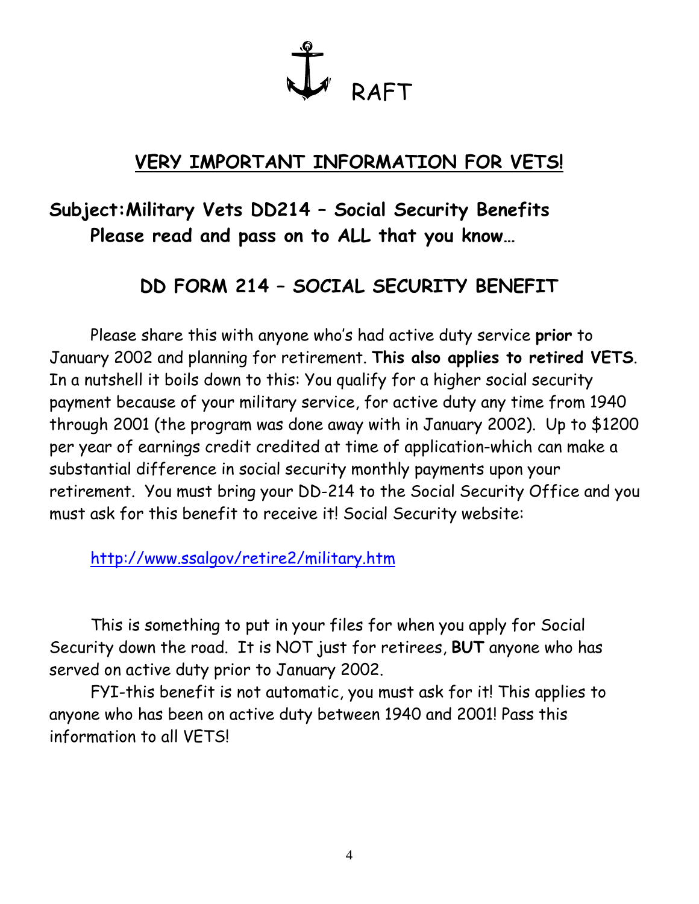RAFT

## VERY IMPORTANT INFORMATION FOR VETS!

**Subject:Military Vets DD214 – Social Security Benefits**
**Please read and pass on to ALL that you know…**

### DD FORM 214 – SOCIAL SECURITY BENEFIT

Please share this with anyone who's had active duty service **prior** to January 2002 and planning for retirement. **This also applies to retired VETS**. In a nutshell it boils down to this: You qualify for a higher social security payment because of your military service, for active duty any time from 1940 through 2001 (the program was done away with in January 2002). Up to $1200 per year of earnings credit credited at time of application-which can make a substantial difference in social security monthly payments upon your retirement. You must bring your DD-214 to the Social Security Office and you must ask for this benefit to receive it! Social Security website:

http://www.ssalgov/retire2/military.htm

This is something to put in your files for when you apply for Social Security down the road. It is NOT just for retirees, **BUT** anyone who has served on active duty prior to January 2002.

FYI-this benefit is not automatic, you must ask for it! This applies to anyone who has been on active duty between 1940 and 2001! Pass this information to all VETS!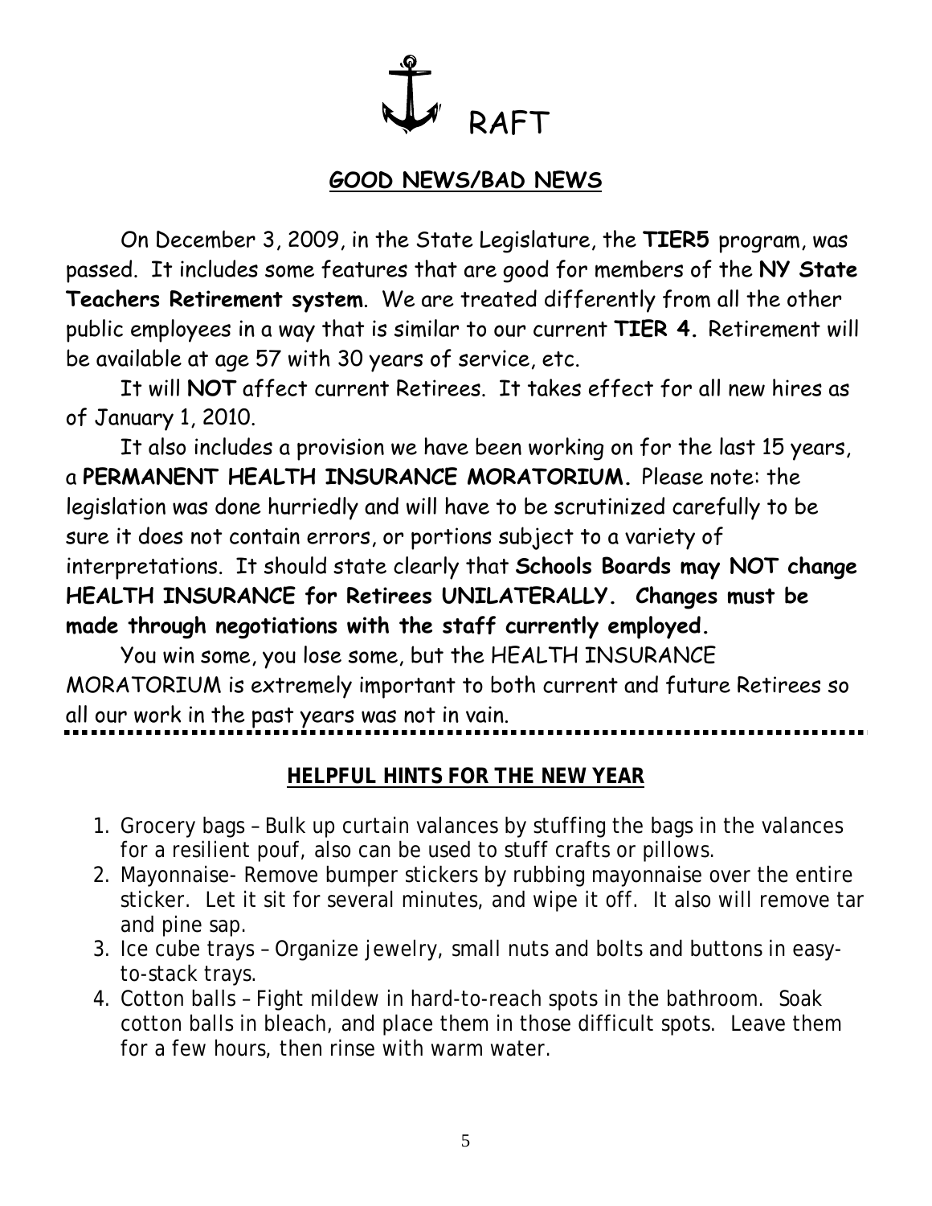# RAFT

## GOOD NEWS/BAD NEWS

On December 3, 2009, in the State Legislature, the **TIER5** program, was passed. It includes some features that are good for members of the **NY State Teachers Retirement system**. We are treated differently from all the other public employees in a way that is similar to our current **TIER 4.** Retirement will be available at age 57 with 30 years of service, etc.

It will **NOT** affect current Retirees. It takes effect for all new hires as of January 1, 2010.

It also includes a provision we have been working on for the last 15 years, a **PERMANENT HEALTH INSURANCE MORATORIUM.** Please note: the legislation was done hurriedly and will have to be scrutinized carefully to be sure it does not contain errors, or portions subject to a variety of interpretations. It should state clearly that **Schools Boards may NOT change HEALTH INSURANCE for Retirees UNILATERALLY. Changes must be made through negotiations with the staff currently employed.**

You win some, you lose some, but the HEALTH INSURANCE MORATORIUM is extremely important to both current and future Retirees so all our work in the past years was not in vain.

---

## HELPFUL HINTS FOR THE NEW YEAR

1. Grocery bags – Bulk up curtain valances by stuffing the bags in the valances for a resilient pouf, also can be used to stuff crafts or pillows.
2. Mayonnaise- Remove bumper stickers by rubbing mayonnaise over the entire sticker. Let it sit for several minutes, and wipe it off. It also will remove tar and pine sap.
3. Ice cube trays – Organize jewelry, small nuts and bolts and buttons in easy-to-stack trays.
4. Cotton balls – Fight mildew in hard-to-reach spots in the bathroom. Soak cotton balls in bleach, and place them in those difficult spots. Leave them for a few hours, then rinse with warm water.